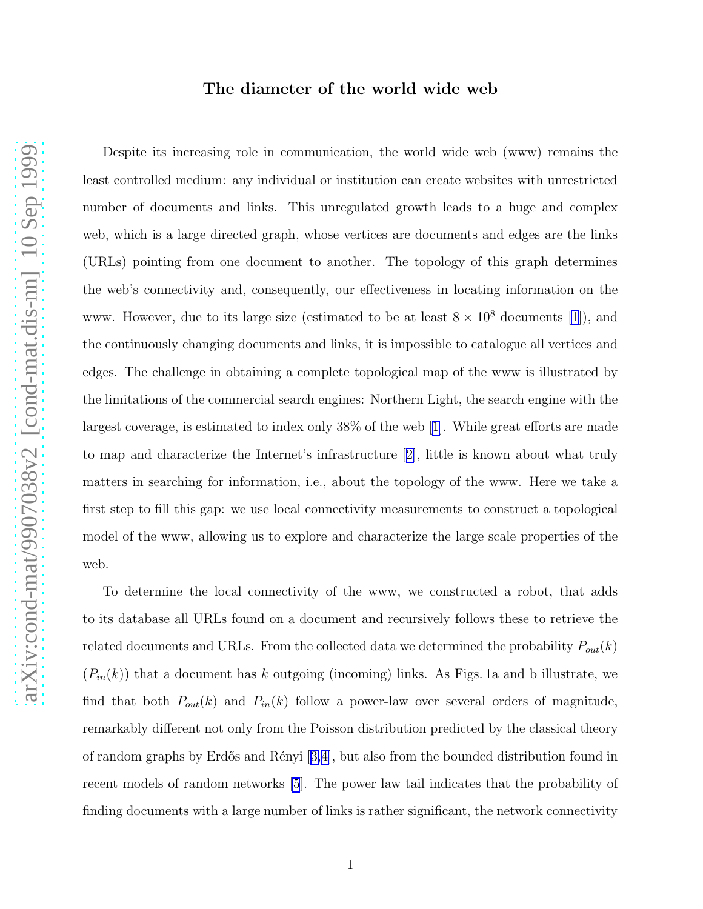# The diameter of the world wide web

Despite its increasing role in communication, the world wide web (www) remains the least controlled medium: any individual or institution can create websites with unrestricted number of documents and links. This unregulated growth leads to a huge and complex web, which is a large directed graph, whose vertices are documents and edges are the links (URLs) pointing from one document to another. The topology of this graph determines the web's connectivity and, consequently, our effectiveness in locating information on the www. However, due to its large size (estimated to be at least $8 \times 10^8$ documents [1]), and the continuously changing documents and links, it is impossible to catalogue all vertices and edges. The challenge in obtaining a complete topological map of the www is illustrated by the limitations of the commercial search engines: Northern Light, the search engine with the largest coverage, is estimated to index only 38% of the web [1]. While great efforts are made to map and characterize the Internet's infrastructure [2], little is known about what truly matters in searching for information, i.e., about the topology of the www. Here we take a first step to fill this gap: we use local connectivity measurements to construct a topological model of the www, allowing us to explore and characterize the large scale properties of the web.

To determine the local connectivity of the www, we constructed a robot, that adds to its database all URLs found on a document and recursively follows these to retrieve the related documents and URLs. From the collected data we determined the probability $P_{out}(k)$ ($P_{in}(k)$) that a document has $k$ outgoing (incoming) links. As Figs. 1a and b illustrate, we find that both $P_{out}(k)$ and $P_{in}(k)$ follow a power-law over several orders of magnitude, remarkably different not only from the Poisson distribution predicted by the classical theory of random graphs by Erdős and Rényi [3,4], but also from the bounded distribution found in recent models of random networks [5]. The power law tail indicates that the probability of finding documents with a large number of links is rather significant, the network connectivity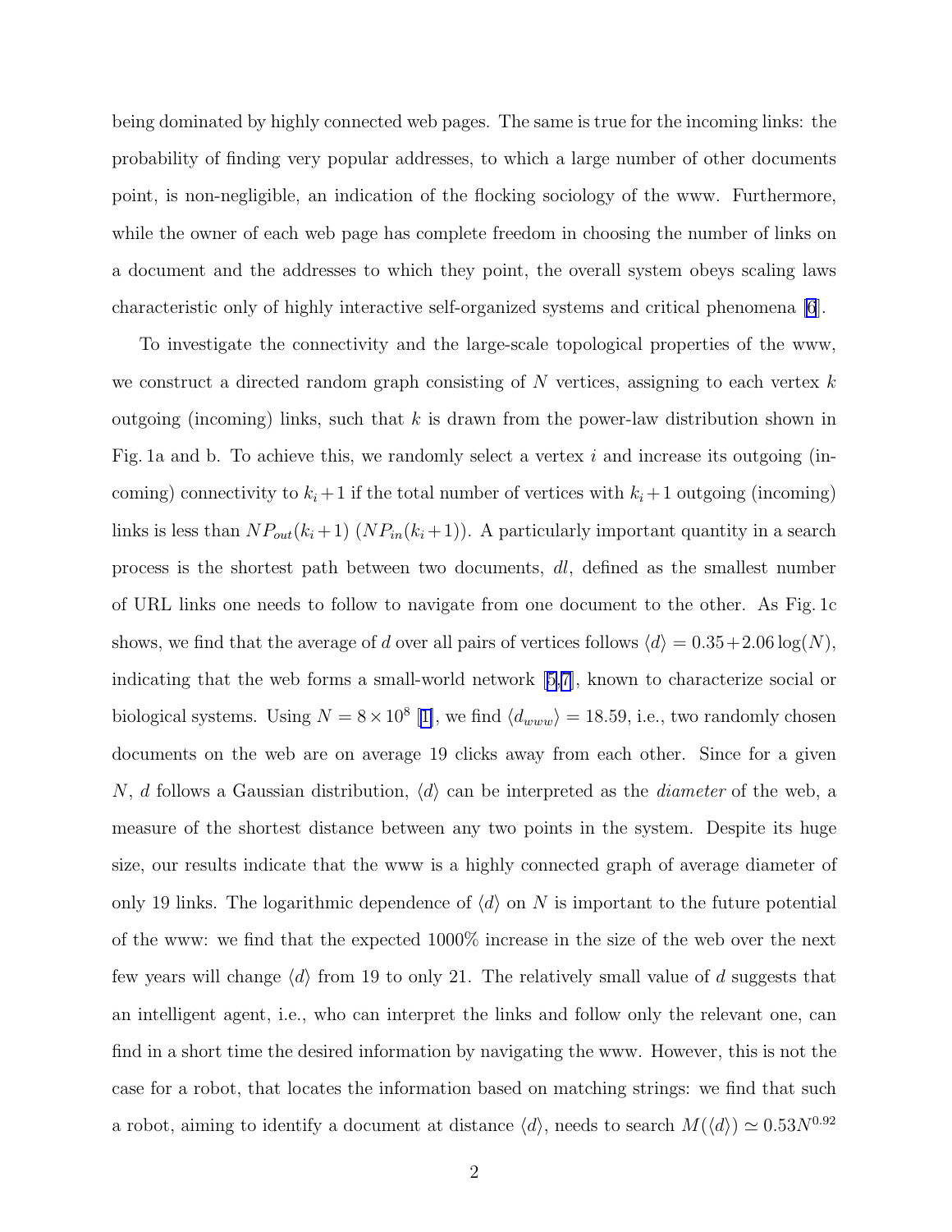being dominated by highly connected web pages. The same is true for the incoming links: the probability of finding very popular addresses, to which a large number of other documents point, is non-negligible, an indication of the flocking sociology of the www. Furthermore, while the owner of each web page has complete freedom in choosing the number of links on a document and the addresses to which they point, the overall system obeys scaling laws characteristic only of highly interactive self-organized systems and critical phenomena [6].

To investigate the connectivity and the large-scale topological properties of the www, we construct a directed random graph consisting of $N$ vertices, assigning to each vertex $k$ outgoing (incoming) links, such that $k$ is drawn from the power-law distribution shown in Fig. 1a and b. To achieve this, we randomly select a vertex $i$ and increase its outgoing (incoming) connectivity to $k_i + 1$ if the total number of vertices with $k_i + 1$ outgoing (incoming) links is less than $NP_{out}(k_i+1)$ ($NP_{in}(k_i+1)$). A particularly important quantity in a search process is the shortest path between two documents, $dl$, defined as the smallest number of URL links one needs to follow to navigate from one document to the other. As Fig. 1c shows, we find that the average of $d$ over all pairs of vertices follows $\langle d \rangle = 0.35 + 2.06 \log(N)$, indicating that the web forms a small-world network [5,7], known to characterize social or biological systems. Using $N = 8 \times 10^8$ [1], we find $\langle d_{www} \rangle = 18.59$, i.e., two randomly chosen documents on the web are on average 19 clicks away from each other. Since for a given $N$, $d$ follows a Gaussian distribution, $\langle d \rangle$ can be interpreted as the *diameter* of the web, a measure of the shortest distance between any two points in the system. Despite its huge size, our results indicate that the www is a highly connected graph of average diameter of only 19 links. The logarithmic dependence of $\langle d \rangle$ on $N$ is important to the future potential of the www: we find that the expected 1000% increase in the size of the web over the next few years will change $\langle d \rangle$ from 19 to only 21. The relatively small value of $d$ suggests that an intelligent agent, i.e., who can interpret the links and follow only the relevant one, can find in a short time the desired information by navigating the www. However, this is not the case for a robot, that locates the information based on matching strings: we find that such a robot, aiming to identify a document at distance $\langle d \rangle$, needs to search $M(\langle d \rangle) \simeq 0.53 N^{0.92}$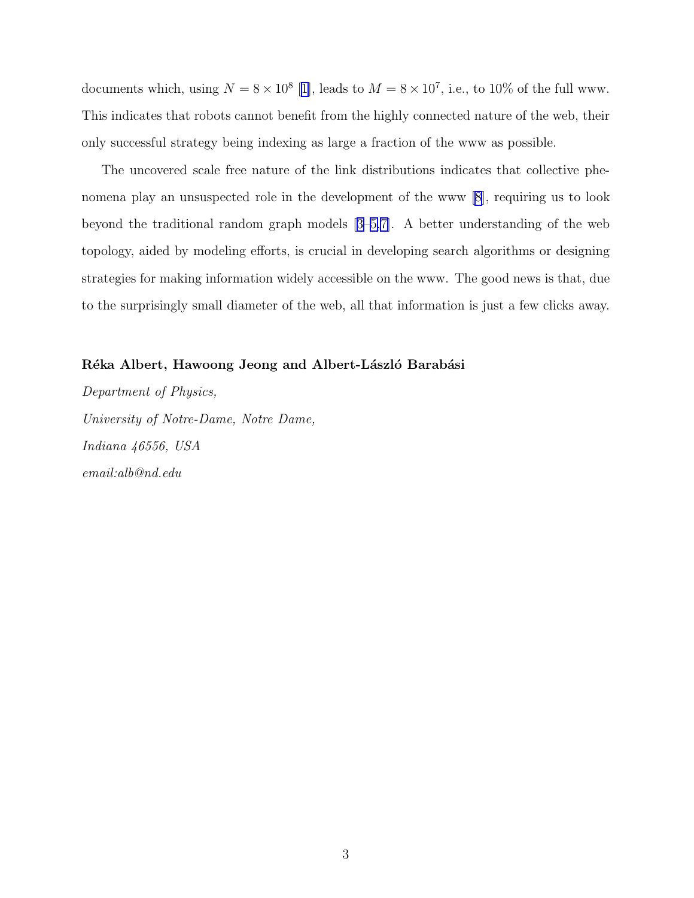documents which, using $N = 8 \times 10^8$ [1], leads to $M = 8 \times 10^7$, i.e., to 10% of the full www. This indicates that robots cannot benefit from the highly connected nature of the web, their only successful strategy being indexing as large a fraction of the www as possible.

The uncovered scale free nature of the link distributions indicates that collective phenomena play an unsuspected role in the development of the www [8], requiring us to look beyond the traditional random graph models [3–5,7]. A better understanding of the web topology, aided by modeling efforts, is crucial in developing search algorithms or designing strategies for making information widely accessible on the www. The good news is that, due to the surprisingly small diameter of the web, all that information is just a few clicks away.

**Réka Albert, Hawoong Jeong and Albert-László Barabási**

*Department of Physics,*

*University of Notre-Dame, Notre Dame,*

*Indiana 46556, USA*

*email:alb@nd.edu*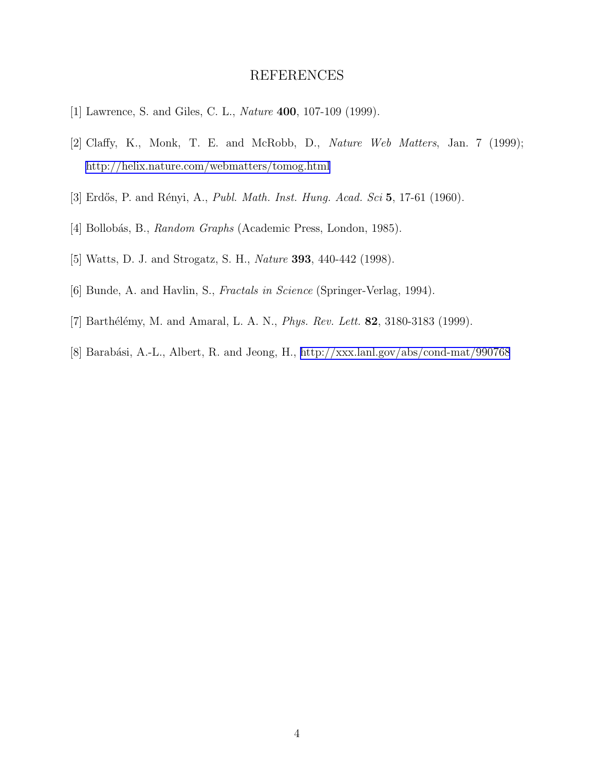## REFERENCES

[1] Lawrence, S. and Giles, C. L., *Nature* **400**, 107-109 (1999).

[2] Claffy, K., Monk, T. E. and McRobb, D., *Nature Web Matters*, Jan. 7 (1999); http://helix.nature.com/webmatters/tomog.html

[3] Erdős, P. and Rényi, A., *Publ. Math. Inst. Hung. Acad. Sci* **5**, 17-61 (1960).

[4] Bollobás, B., *Random Graphs* (Academic Press, London, 1985).

[5] Watts, D. J. and Strogatz, S. H., *Nature* **393**, 440-442 (1998).

[6] Bunde, A. and Havlin, S., *Fractals in Science* (Springer-Verlag, 1994).

[7] Barthélémy, M. and Amaral, L. A. N., *Phys. Rev. Lett.* **82**, 3180-3183 (1999).

[8] Barabási, A.-L., Albert, R. and Jeong, H., http://xxx.lanl.gov/abs/cond-mat/990768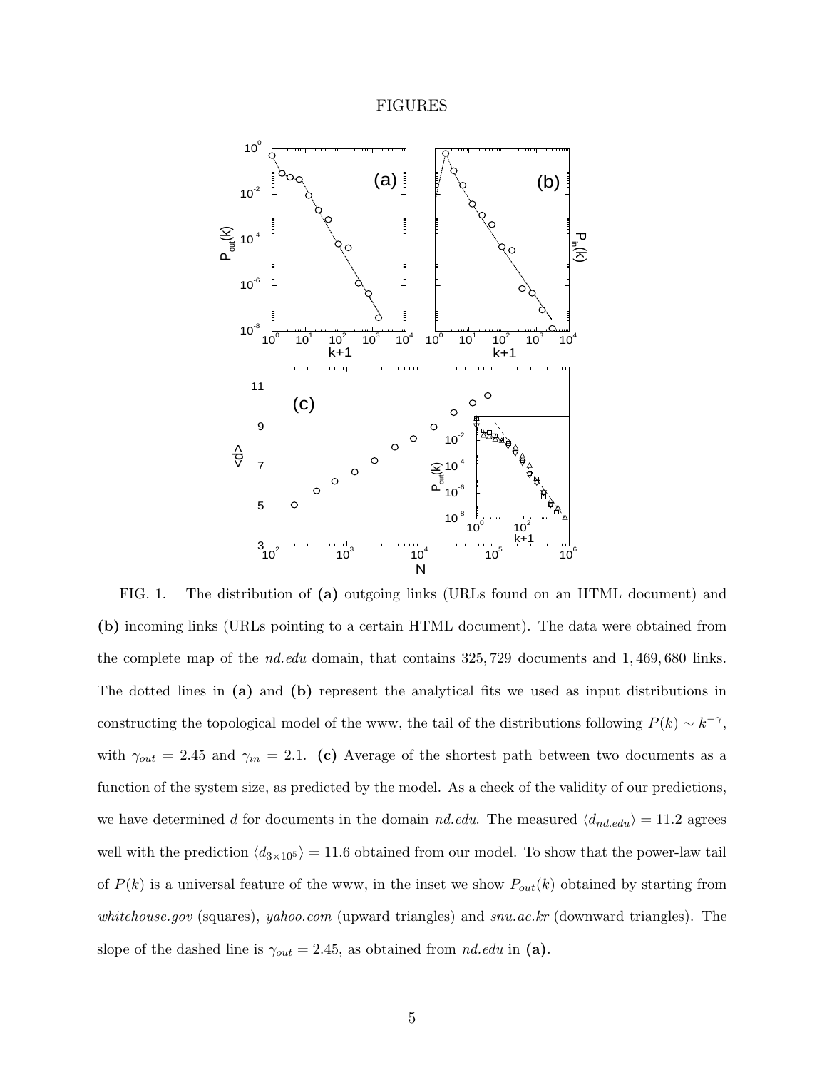# FIGURES

(a)

$10^0$

$10^{-2}$

$10^{-4}$

$10^{-6}$

$10^{-8}$

$P_{out}(k)$

$10^0$ $10^1$ $10^2$ $10^3$ $10^4$

k+1

(b)

$P_{in}(k)$

$10^0$ $10^1$ $10^2$ $10^3$ $10^4$

k+1

(c)

<d>

3 5 7 9 11

$10^2$ $10^3$ $10^4$ $10^5$ $10^6$

N

$P_{out}(k)$

$10^{-2}$ $10^{-4}$ $10^{-6}$ $10^{-8}$

$10^0$ $10^2$

k+1

FIG. 1. The distribution of **(a)** outgoing links (URLs found on an HTML document) and **(b)** incoming links (URLs pointing to a certain HTML document). The data were obtained from the complete map of the *nd.edu* domain, that contains 325,729 documents and 1,469,680 links. The dotted lines in **(a)** and **(b)** represent the analytical fits we used as input distributions in constructing the topological model of the www, the tail of the distributions following $P(k) \sim k^{-\gamma}$, with $\gamma_{out} = 2.45$ and $\gamma_{in} = 2.1$. **(c)** Average of the shortest path between two documents as a function of the system size, as predicted by the model. As a check of the validity of our predictions, we have determined $d$ for documents in the domain *nd.edu*. The measured $\langle d_{nd.edu} \rangle = 11.2$ agrees well with the prediction $\langle d_{3\times 10^5} \rangle = 11.6$ obtained from our model. To show that the power-law tail of $P(k)$ is a universal feature of the www, in the inset we show $P_{out}(k)$ obtained by starting from *whitehouse.gov* (squares), *yahoo.com* (upward triangles) and *snu.ac.kr* (downward triangles). The slope of the dashed line is $\gamma_{out} = 2.45$, as obtained from *nd.edu* in **(a)**.